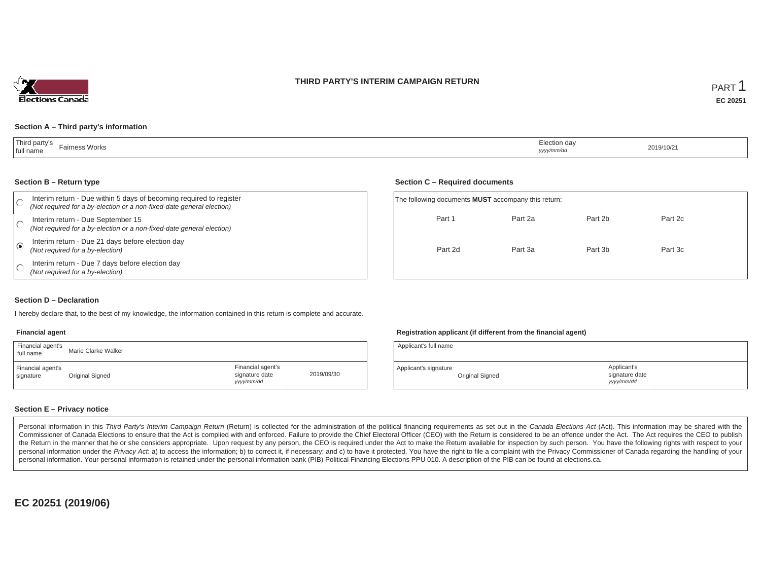# THIRD PARTY'S INTERIM CAMPAIGN RETURN

PART 1

**EC 20251**

### Section A – Third party's information

| Third party's full name | Fairness Works | Election day *yyyy/mm/dd* | 2019/10/21 |
|---|---|---|---|

### Section B – Return type

- ○ Interim return - Due within 5 days of becoming required to register *(Not required for a by-election or a non-fixed-date general election)*
- ○ Interim return - Due September 15 *(Not required for a by-election or a non-fixed-date general election)*
- ◉ Interim return - Due 21 days before election day *(Not required for a by-election)*
- ○ Interim return - Due 7 days before election day *(Not required for a by-election)*

### Section C – Required documents

The following documents **MUST** accompany this return:

| Part 1 | Part 2a | Part 2b | Part 2c |
|---|---|---|---|
| Part 2d | Part 3a | Part 3b | Part 3c |

### Section D – Declaration

I hereby declare that, to the best of my knowledge, the information contained in this return is complete and accurate.

**Financial agent**

| Financial agent's full name | Marie Clarke Walker | | |
|---|---|---|---|
| Financial agent's signature | Original Signed | Financial agent's signature date *yyyy/mm/dd* | 2019/09/30 |

**Registration applicant (if different from the financial agent)**

| Applicant's full name | | | |
|---|---|---|---|
| Applicant's signature | Original Signed | Applicant's signature date *yyyy/mm/dd* | |

### Section E – Privacy notice

Personal information in this *Third Party's Interim Campaign Return* (Return) is collected for the administration of the political financing requirements as set out in the *Canada Elections Act* (Act). This information may be shared with the Commissioner of Canada Elections to ensure that the Act is complied with and enforced. Failure to provide the Chief Electoral Officer (CEO) with the Return is considered to be an offence under the Act. The Act requires the CEO to publish the Return in the manner that he or she considers appropriate. Upon request by any person, the CEO is required under the Act to make the Return available for inspection by such person. You have the following rights with respect to your personal information under the *Privacy Act*: a) to access the information; b) to correct it, if necessary; and c) to have it protected. You have the right to file a complaint with the Privacy Commissioner of Canada regarding the handling of your personal information. Your personal information is retained under the personal information bank (PIB) Political Financing Elections PPU 010. A description of the PIB can be found at elections.ca.

**EC 20251 (2019/06)**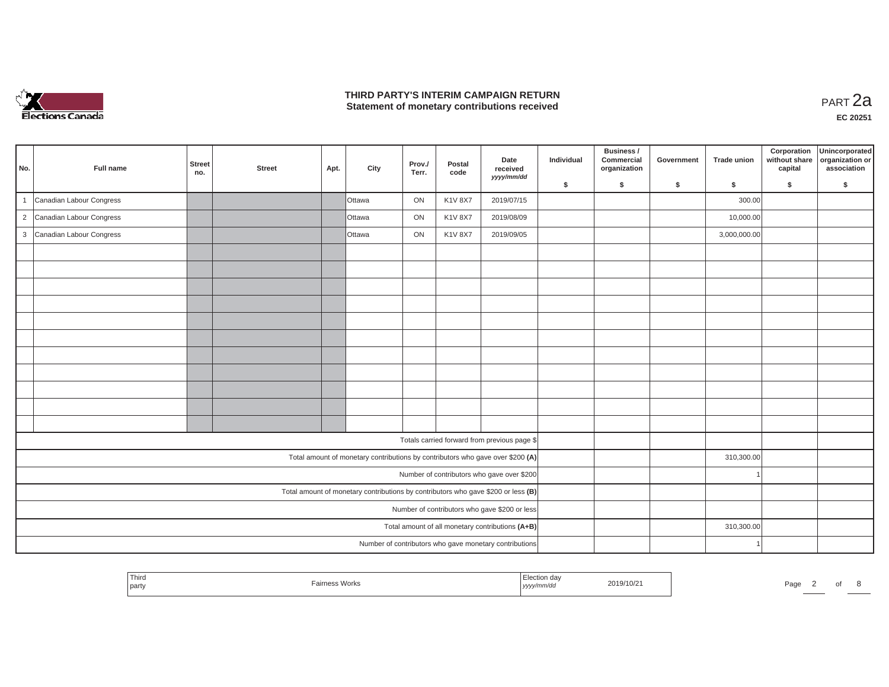# THIRD PARTY'S INTERIM CAMPAIGN RETURN
## Statement of monetary contributions received

PART 2a

**EC 20251**

| No. | Full name | Street no. | Street | Apt. | City | Prov./ Terr. | Postal code | Date received yyyy/mm/dd | Individual $ | Business / Commercial organization $ | Government $ | Trade union $ | Corporation without share capital $ | Unincorporated organization or association $ |
|---|---|---|---|---|---|---|---|---|---|---|---|---|---|---|
| 1 | Canadian Labour Congress | | | | Ottawa | ON | K1V 8X7 | 2019/07/15 | | | | 300.00 | | |
| 2 | Canadian Labour Congress | | | | Ottawa | ON | K1V 8X7 | 2019/08/09 | | | | 10,000.00 | | |
| 3 | Canadian Labour Congress | | | | Ottawa | ON | K1V 8X7 | 2019/09/05 | | | | 3,000,000.00 | | |
| | | | | | | | | | | | | | | |
| | | | | | | | | | | | | | | |
| | | | | | | | | | | | | | | |
| | | | | | | | | | | | | | | |
| | | | | | | | | | | | | | | |
| | | | | | | | | | | | | | | |
| | | | | | | | | | | | | | | |
| | | | | | | | | | | | | | | |
| | | | | | | | | | | | | | | |
| | | | | | | | | | | | | | | |
| | | | | | | | | | | | | | | |
| Totals carried forward from previous page $ | | | | | | | | | | | | | | |
| Total amount of monetary contributions by contributors who gave over $200 (A) | | | | | | | | | | | | 310,300.00 | | |
| Number of contributors who gave over $200 | | | | | | | | | | | | 1 | | |
| Total amount of monetary contributions by contributors who gave $200 or less (B) | | | | | | | | | | | | | | |
| Number of contributors who gave $200 or less | | | | | | | | | | | | | | |
| Total amount of all monetary contributions (A+B) | | | | | | | | | | | | 310,300.00 | | |
| Number of contributors who gave monetary contributions | | | | | | | | | | | | 1 | | |

| Third party | Fairness Works | Election day yyyy/mm/dd | 2019/10/21 |
|---|---|---|---|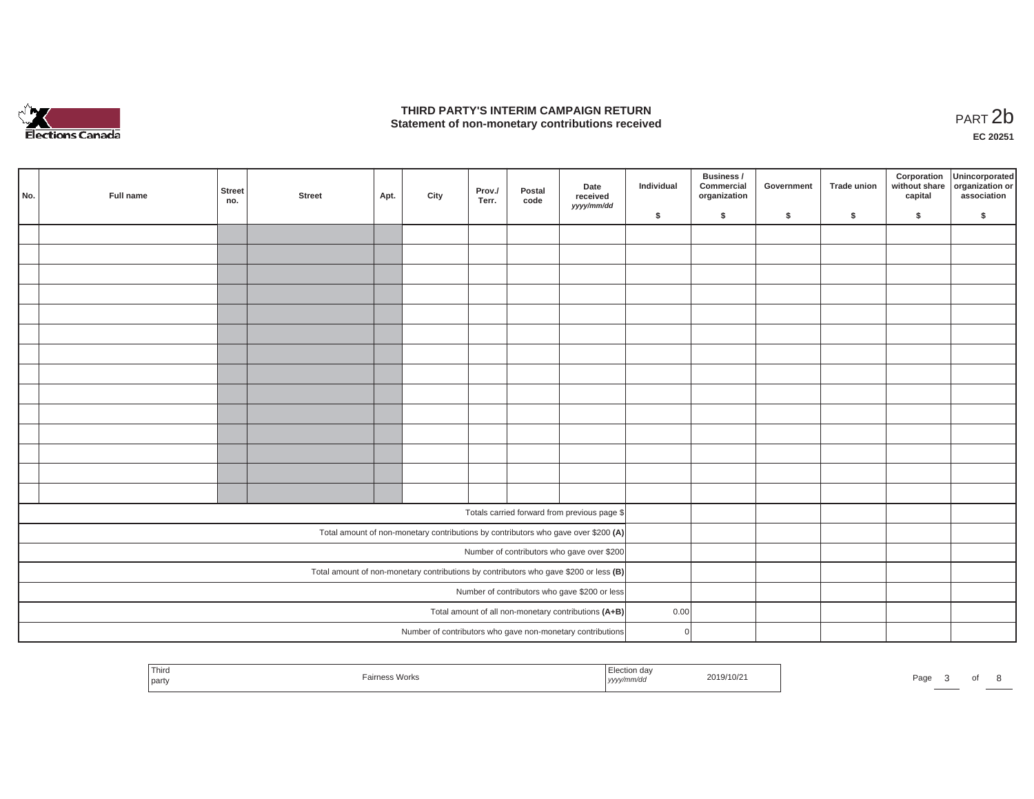# THIRD PARTY'S INTERIM CAMPAIGN RETURN
## Statement of non-monetary contributions received

PART 2b

**EC 20251**

| No. | Full name | Street no. | Street | Apt. | City | Prov./ Terr. | Postal code | Date received yyyy/mm/dd | Individual $ | Business / Commercial organization $ | Government $ | Trade union $ | Corporation without share capital $ | Unincorporated organization or association $ |
|---|---|---|---|---|---|---|---|---|---|---|---|---|---|---|
| | | | | | | | | | | | | | | |
| | | | | | | | | | | | | | | |
| | | | | | | | | | | | | | | |
| | | | | | | | | | | | | | | |
| | | | | | | | | | | | | | | |
| | | | | | | | | | | | | | | |
| | | | | | | | | | | | | | | |
| | | | | | | | | | | | | | | |
| | | | | | | | | | | | | | | |
| | | | | | | | | | | | | | | |
| | | | | | | | | | | | | | | |
| | | | | | | | | | | | | | | |
| | | | | | | | | | | | | | | |
| | | | | | | | | | | | | | | |
| Totals carried forward from previous page $ | | | | | | | | | | | | | | |
| Total amount of non-monetary contributions by contributors who gave over $200 **(A)** | | | | | | | | | | | | | | |
| Number of contributors who gave over $200 | | | | | | | | | | | | | | |
| Total amount of non-monetary contributions by contributors who gave $200 or less **(B)** | | | | | | | | | | | | | | |
| Number of contributors who gave $200 or less | | | | | | | | | | | | | | |
| Total amount of all non-monetary contributions **(A+B)** | | | | | | | | | 0.00 | | | | | |
| Number of contributors who gave non-monetary contributions | | | | | | | | | 0 | | | | | |

| Third party | Fairness Works | Election day yyyy/mm/dd | 2019/10/21 |
|---|---|---|---|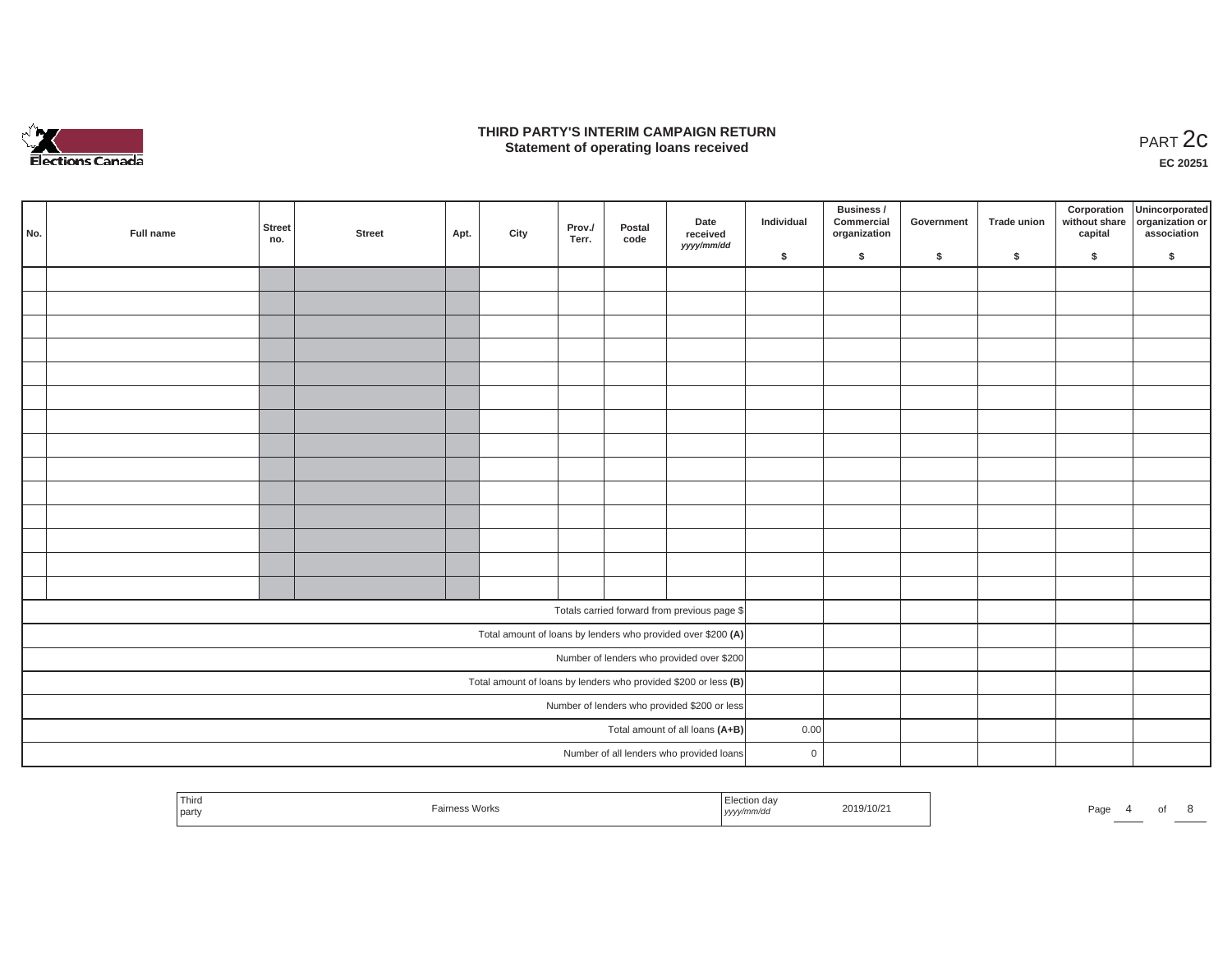# THIRD PARTY'S INTERIM CAMPAIGN RETURN
## Statement of operating loans received

PART 2c

EC 20251

| No. | Full name | Street no. | Street | Apt. | City | Prov./ Terr. | Postal code | Date received *yyyy/mm/dd* | Individual $ | Business / Commercial organization $ | Government $ | Trade union $ | Corporation without share capital $ | Unincorporated organization or association $ |
|---|---|---|---|---|---|---|---|---|---|---|---|---|---|---|
| | | | | | | | | | | | | | | |
| | | | | | | | | | | | | | | |
| | | | | | | | | | | | | | | |
| | | | | | | | | | | | | | | |
| | | | | | | | | | | | | | | |
| | | | | | | | | | | | | | | |
| | | | | | | | | | | | | | | |
| | | | | | | | | | | | | | | |
| | | | | | | | | | | | | | | |
| | | | | | | | | | | | | | | |
| | | | | | | | | | | | | | | |
| | | | | | | | | | | | | | | |
| | | | | | | | | | | | | | | |
| | | | | | | | | | | | | | | |
| Totals carried forward from previous page $ | | | | | | | | | | | | | | |
| Total amount of loans by lenders who provided over $200 **(A)** | | | | | | | | | | | | | | |
| Number of lenders who provided over $200 | | | | | | | | | | | | | | |
| Total amount of loans by lenders who provided $200 or less **(B)** | | | | | | | | | | | | | | |
| Number of lenders who provided $200 or less | | | | | | | | | | | | | | |
| Total amount of all loans **(A+B)** | | | | | | | | | 0.00 | | | | | |
| Number of all lenders who provided loans | | | | | | | | | 0 | | | | | |

| Third party | Fairness Works | Election day *yyyy/mm/dd* | 2019/10/21 |
|---|---|---|---|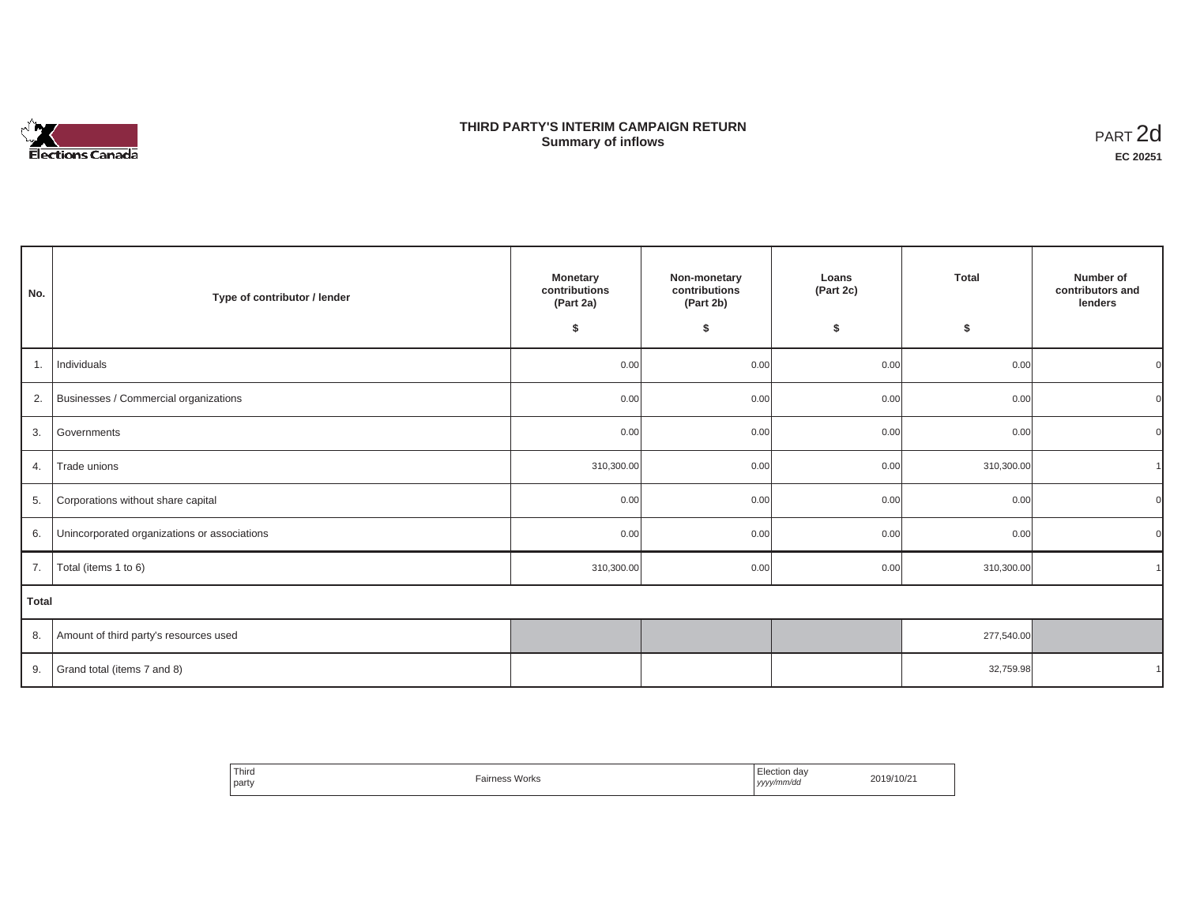# THIRD PARTY'S INTERIM CAMPAIGN RETURN
## Summary of inflows

PART 2d

**EC 20251**

| No. | Type of contributor / lender | Monetary contributions (Part 2a) $ | Non-monetary contributions (Part 2b) $ | Loans (Part 2c) $ | Total $ | Number of contributors and lenders |
|---|---|---|---|---|---|---|
| 1. | Individuals | 0.00 | 0.00 | 0.00 | 0.00 | 0 |
| 2. | Businesses / Commercial organizations | 0.00 | 0.00 | 0.00 | 0.00 | 0 |
| 3. | Governments | 0.00 | 0.00 | 0.00 | 0.00 | 0 |
| 4. | Trade unions | 310,300.00 | 0.00 | 0.00 | 310,300.00 | 1 |
| 5. | Corporations without share capital | 0.00 | 0.00 | 0.00 | 0.00 | 0 |
| 6. | Unincorporated organizations or associations | 0.00 | 0.00 | 0.00 | 0.00 | 0 |
| 7. | Total (items 1 to 6) | 310,300.00 | 0.00 | 0.00 | 310,300.00 | 1 |
| **Total** | | | | | | |
| 8. | Amount of third party's resources used | | | | 277,540.00 | |
| 9. | Grand total (items 7 and 8) | | | | 32,759.98 | 1 |

| Third party | Fairness Works | Election day *yyyy/mm/dd* | 2019/10/21 |
|---|---|---|---|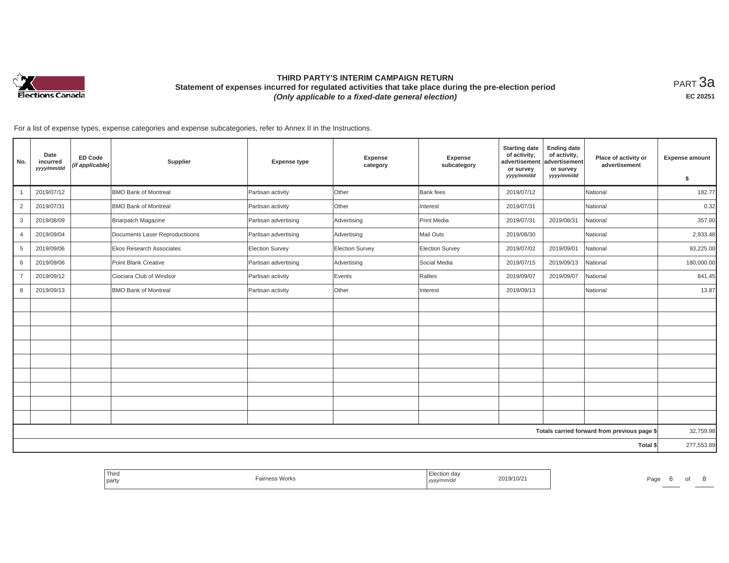# THIRD PARTY'S INTERIM CAMPAIGN RETURN

## Statement of expenses incurred for regulated activities that take place during the pre-election period

### *(Only applicable to a fixed-date general election)*

PART 3a

EC 20251

For a list of expense types, expense categories and expense subcategories, refer to Annex II in the Instructions.

| No. | Date incurred *yyyy/mm/dd* | ED Code *(if applicable)* | Supplier | Expense type | Expense category | Expense subcategory | Starting date of activity, advertisement or survey *yyyy/mm/dd* | Ending date of activity, advertisement or survey *yyyy/mm/dd* | Place of activity or advertisement | Expense amount $ |
|---|---|---|---|---|---|---|---|---|---|---|
| 1 | 2019/07/12 | | BMO Bank of Montreal | Partisan activity | Other | Bank fees | 2019/07/12 | | National | 182.77 |
| 2 | 2019/07/31 | | BMO Bank of Montreal | Partisan activity | Other | Interest | 2019/07/31 | | National | 0.32 |
| 3 | 2019/08/09 | | Briarpatch Magazine | Partisan advertising | Advertising | Print Media | 2019/07/31 | 2019/08/31 | National | 357.00 |
| 4 | 2019/09/04 | | Documents Laser Reproductioons | Partisan advertising | Advertising | Mail Outs | 2019/08/30 | | National | 2,933.48 |
| 5 | 2019/09/06 | | Ekos Research Associates | Election Survey | Election Survey | Election Survey | 2019/07/02 | 2019/09/01 | National | 93,225.00 |
| 6 | 2019/09/06 | | Point Blank Creative | Partisan advertising | Advertising | Social Media | 2019/07/15 | 2019/09/13 | National | 180,000.00 |
| 7 | 2019/09/12 | | Ciociara Club of Windsor | Partisan activity | Events | Rallies | 2019/09/07 | 2019/09/07 | National | 841.45 |
| 8 | 2019/09/13 | | BMO Bank of Montreal | Partisan activity | Other | Interest | 2019/09/13 | | National | 13.87 |
| | | | | | | | | | | |
| | | | | | | | | | | |
| | | | | | | | | | | |
| | | | | | | | | | | |
| | | | | | | | | | | |
| | | | | | | | | | | |
| | | | | | | | | | | |
| | | | | | | | | | | |
| | | | | | | | | | | |
| | | | | | | | | | Totals carried forward from previous page $ | 32,759.98 |
| | | | | | | | | | Total $ | 277,553.89 |

| Third party | Fairness Works | Election day *yyyy/mm/dd* | 2019/10/21 |
|---|---|---|---|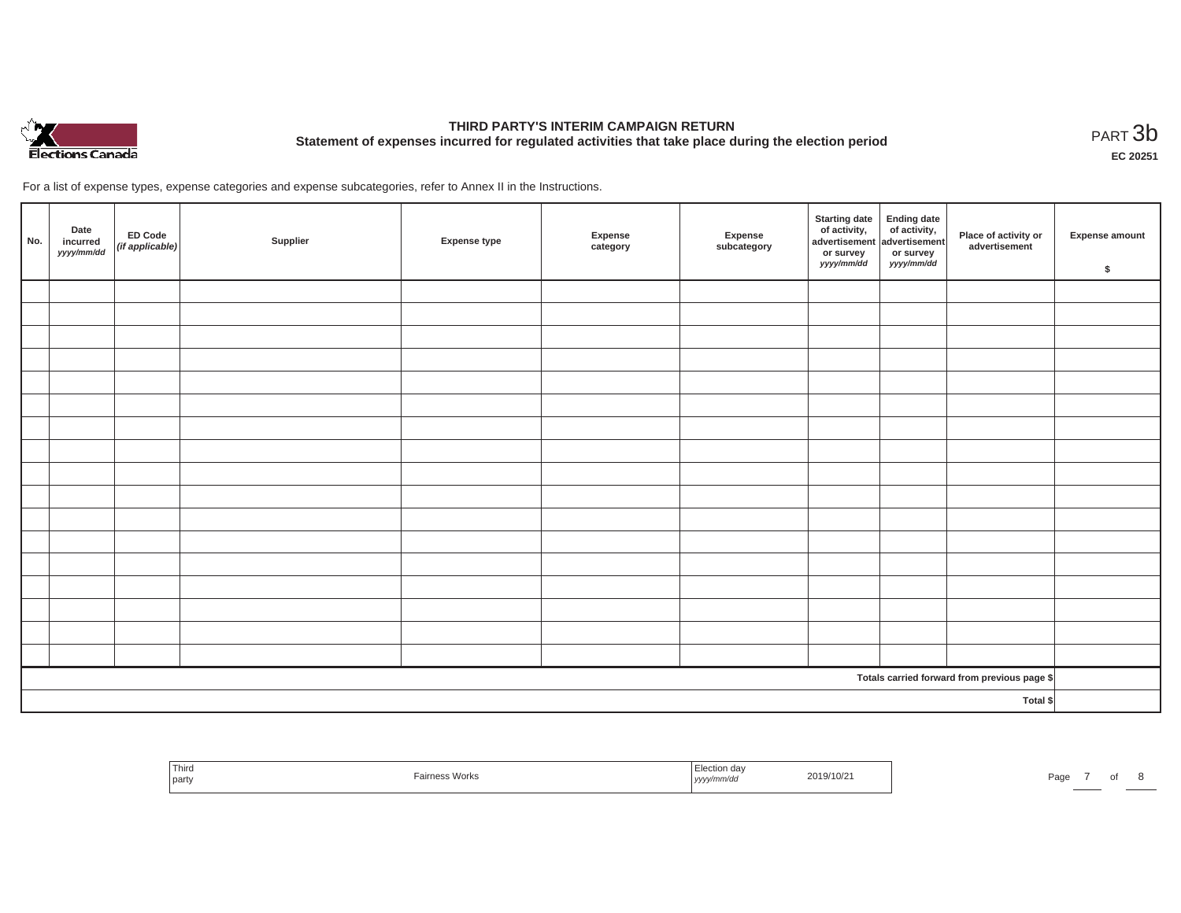# THIRD PARTY'S INTERIM CAMPAIGN RETURN

## Statement of expenses incurred for regulated activities that take place during the election period

PART 3b

**EC 20251**

For a list of expense types, expense categories and expense subcategories, refer to Annex II in the Instructions.

| No. | Date incurred *yyyy/mm/dd* | ED Code *(if applicable)* | Supplier | Expense type | Expense category | Expense subcategory | Starting date of activity, advertisement or survey *yyyy/mm/dd* | Ending date of activity, advertisement or survey *yyyy/mm/dd* | Place of activity or advertisement | Expense amount $ |
|---|---|---|---|---|---|---|---|---|---|---|
| | | | | | | | | | | |
| | | | | | | | | | | |
| | | | | | | | | | | |
| | | | | | | | | | | |
| | | | | | | | | | | |
| | | | | | | | | | | |
| | | | | | | | | | | |
| | | | | | | | | | | |
| | | | | | | | | | | |
| | | | | | | | | | | |
| | | | | | | | | | | |
| | | | | | | | | | | |
| | | | | | | | | | | |
| | | | | | | | | | | |
| | | | | | | | | | | |
| | | | | | | | | | | |
| | | | | | | | | | | |
| | | | | | | | | | Totals carried forward from previous page $ | |
| | | | | | | | | | Total $ | |

| Third party | Fairness Works | Election day *yyyy/mm/dd* | 2019/10/21 |
|---|---|---|---|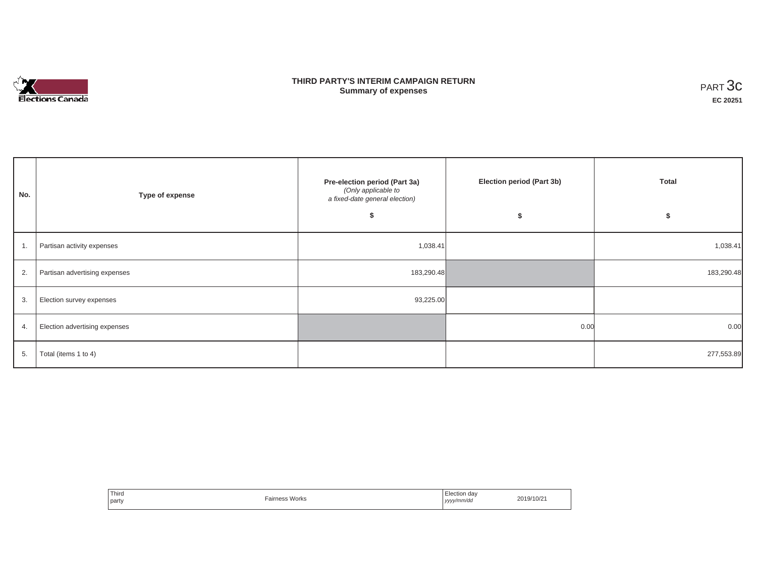# THIRD PARTY'S INTERIM CAMPAIGN RETURN
## Summary of expenses

PART 3c
**EC 20251**

| No. | Type of expense | Pre-election period (Part 3a) *(Only applicable to a fixed-date general election)* $ | Election period (Part 3b) $ | Total $ |
|---|---|---|---|---|
| 1. | Partisan activity expenses | 1,038.41 | | 1,038.41 |
| 2. | Partisan advertising expenses | 183,290.48 | | 183,290.48 |
| 3. | Election survey expenses | 93,225.00 | | |
| 4. | Election advertising expenses | | 0.00 | 0.00 |
| 5. | Total (items 1 to 4) | | | 277,553.89 |

| | | | |
|---|---|---|---|
| Third party | Fairness Works | Election day *yyyy/mm/dd* | 2019/10/21 |